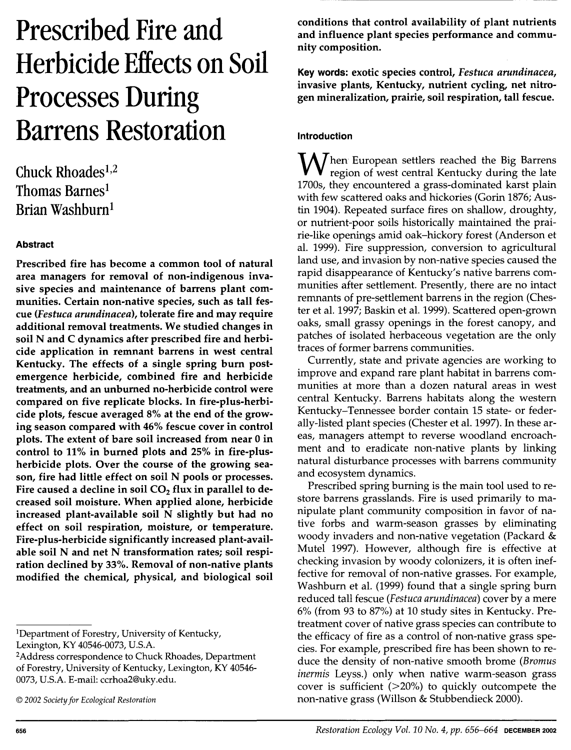# Prescribed Fire and Herbicide Effects on Soil Processes During Barrens Restoration

Chuck Rhoades[1,2]
Thomas Barnes[1]
Brian Washburn[1]

## Abstract

**Prescribed fire has become a common tool of natural area managers for removal of non-indigenous invasive species and maintenance of barrens plant communities. Certain non-native species, such as tall fescue (*Festuca arundinacea*), tolerate fire and may require additional removal treatments. We studied changes in soil N and C dynamics after prescribed fire and herbicide application in remnant barrens in west central Kentucky. The effects of a single spring burn post-emergence herbicide, combined fire and herbicide treatments, and an unburned no-herbicide control were compared on five replicate blocks. In fire-plus-herbicide plots, fescue averaged 8% at the end of the growing season compared with 46% fescue cover in control plots. The extent of bare soil increased from near 0 in control to 11% in burned plots and 25% in fire-plus-herbicide plots. Over the course of the growing season, fire had little effect on soil N pools or processes. Fire caused a decline in soil $CO_2$ flux in parallel to decreased soil moisture. When applied alone, herbicide increased plant-available soil N slightly but had no effect on soil respiration, moisture, or temperature. Fire-plus-herbicide significantly increased plant-available soil N and net N transformation rates; soil respiration declined by 33%. Removal of non-native plants modified the chemical, physical, and biological soil conditions that control availability of plant nutrients and influence plant species performance and community composition.**

**Key words:** **exotic species control, *Festuca arundinacea*, invasive plants, Kentucky, nutrient cycling, net nitrogen mineralization, prairie, soil respiration, tall fescue.**

[1]Department of Forestry, University of Kentucky, Lexington, KY 40546-0073, U.S.A.

[2]Address correspondence to Chuck Rhoades, Department of Forestry, University of Kentucky, Lexington, KY 40546-0073, U.S.A. E-mail: ccrhoa2@uky.edu.

© 2002 *Society for Ecological Restoration*

## Introduction

When European settlers reached the Big Barrens region of west central Kentucky during the late 1700s, they encountered a grass-dominated karst plain with few scattered oaks and hickories (Gorin 1876; Austin 1904). Repeated surface fires on shallow, droughty, or nutrient-poor soils historically maintained the prairie-like openings amid oak–hickory forest (Anderson et al. 1999). Fire suppression, conversion to agricultural land use, and invasion by non-native species caused the rapid disappearance of Kentucky's native barrens communities after settlement. Presently, there are no intact remnants of pre-settlement barrens in the region (Chester et al. 1997; Baskin et al. 1999). Scattered open-grown oaks, small grassy openings in the forest canopy, and patches of isolated herbaceous vegetation are the only traces of former barrens communities.

Currently, state and private agencies are working to improve and expand rare plant habitat in barrens communities at more than a dozen natural areas in west central Kentucky. Barrens habitats along the western Kentucky–Tennessee border contain 15 state- or federally-listed plant species (Chester et al. 1997). In these areas, managers attempt to reverse woodland encroachment and to eradicate non-native plants by linking natural disturbance processes with barrens community and ecosystem dynamics.

Prescribed spring burning is the main tool used to restore barrens grasslands. Fire is used primarily to manipulate plant community composition in favor of native forbs and warm-season grasses by eliminating woody invaders and non-native vegetation (Packard & Mutel 1997). However, although fire is effective at checking invasion by woody colonizers, it is often ineffective for removal of non-native grasses. For example, Washburn et al. (1999) found that a single spring burn reduced tall fescue (*Festuca arundinacea*) cover by a mere 6% (from 93 to 87%) at 10 study sites in Kentucky. Pretreatment cover of native grass species can contribute to the efficacy of fire as a control of non-native grass species. For example, prescribed fire has been shown to reduce the density of non-native smooth brome (*Bromus inermis* Leyss.) only when native warm-season grass cover is sufficient (>20%) to quickly outcompete the non-native grass (Willson & Stubbendieck 2000).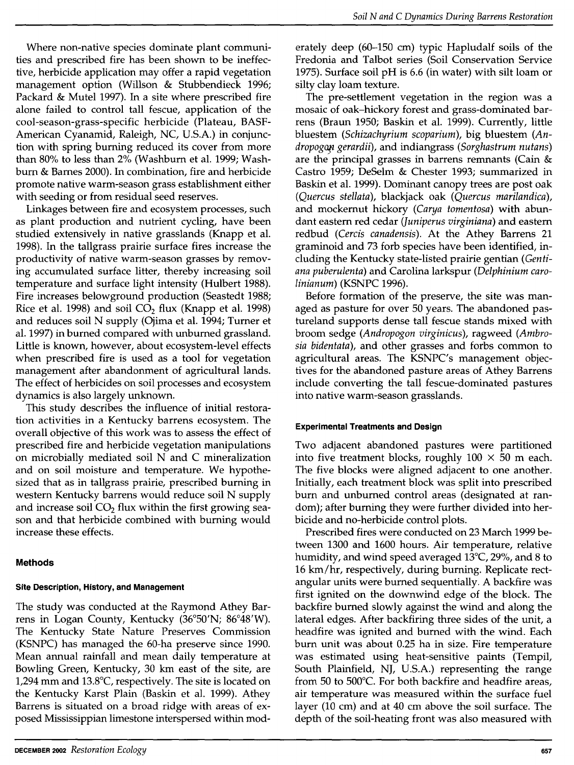Where non-native species dominate plant communities and prescribed fire has been shown to be ineffective, herbicide application may offer a rapid vegetation management option (Willson & Stubbendieck 1996; Packard & Mutel 1997). In a site where prescribed fire alone failed to control tall fescue, application of the cool-season-grass-specific herbicide (Plateau, BASF-American Cyanamid, Raleigh, NC, U.S.A.) in conjunction with spring burning reduced its cover from more than 80% to less than 2% (Washburn et al. 1999; Washburn & Barnes 2000). In combination, fire and herbicide promote native warm-season grass establishment either with seeding or from residual seed reserves.

Linkages between fire and ecosystem processes, such as plant production and nutrient cycling, have been studied extensively in native grasslands (Knapp et al. 1998). In the tallgrass prairie surface fires increase the productivity of native warm-season grasses by removing accumulated surface litter, thereby increasing soil temperature and surface light intensity (Hulbert 1988). Fire increases belowground production (Seastedt 1988; Rice et al. 1998) and soil $CO_2$ flux (Knapp et al. 1998) and reduces soil N supply (Ojima et al. 1994; Turner et al. 1997) in burned compared with unburned grassland. Little is known, however, about ecosystem-level effects when prescribed fire is used as a tool for vegetation management after abandonment of agricultural lands. The effect of herbicides on soil processes and ecosystem dynamics is also largely unknown.

This study describes the influence of initial restoration activities in a Kentucky barrens ecosystem. The overall objective of this work was to assess the effect of prescribed fire and herbicide vegetation manipulations on microbially mediated soil N and C mineralization and on soil moisture and temperature. We hypothesized that as in tallgrass prairie, prescribed burning in western Kentucky barrens would reduce soil N supply and increase soil $CO_2$ flux within the first growing season and that herbicide combined with burning would increase these effects.

## Methods

### Site Description, History, and Management

The study was conducted at the Raymond Athey Barrens in Logan County, Kentucky (36°50′N; 86°48′W). The Kentucky State Nature Preserves Commission (KSNPC) has managed the 60-ha preserve since 1990. Mean annual rainfall and mean daily temperature at Bowling Green, Kentucky, 30 km east of the site, are 1,294 mm and 13.8°C, respectively. The site is located on the Kentucky Karst Plain (Baskin et al. 1999). Athey Barrens is situated on a broad ridge with areas of exposed Mississippian limestone interspersed within moderately deep (60–150 cm) typic Hapludalf soils of the Fredonia and Talbot series (Soil Conservation Service 1975). Surface soil pH is 6.6 (in water) with silt loam or silty clay loam texture.

The pre-settlement vegetation in the region was a mosaic of oak–hickory forest and grass-dominated barrens (Braun 1950; Baskin et al. 1999). Currently, little bluestem (*Schizachyrium scoparium*), big bluestem (*Andropogon gerardii*), and indiangrass (*Sorghastrum nutans*) are the principal grasses in barrens remnants (Cain & Castro 1959; DeSelm & Chester 1993; summarized in Baskin et al. 1999). Dominant canopy trees are post oak (*Quercus stellata*), blackjack oak (*Quercus marilandica*), and mockernut hickory (*Carya tomentosa*) with abundant eastern red cedar (*Juniperus virginiana*) and eastern redbud (*Cercis canadensis*). At the Athey Barrens 21 graminoid and 73 forb species have been identified, including the Kentucky state-listed prairie gentian (*Gentiana puberulenta*) and Carolina larkspur (*Delphinium carolinianum*) (KSNPC 1996).

Before formation of the preserve, the site was managed as pasture for over 50 years. The abandoned pastureland supports dense tall fescue stands mixed with broom sedge (*Andropogon virginicus*), ragweed (*Ambrosia bidentata*), and other grasses and forbs common to agricultural areas. The KSNPC's management objectives for the abandoned pasture areas of Athey Barrens include converting the tall fescue-dominated pastures into native warm-season grasslands.

### Experimental Treatments and Design

Two adjacent abandoned pastures were partitioned into five treatment blocks, roughly 100 × 50 m each. The five blocks were aligned adjacent to one another. Initially, each treatment block was split into prescribed burn and unburned control areas (designated at random); after burning they were further divided into herbicide and no-herbicide control plots.

Prescribed fires were conducted on 23 March 1999 between 1300 and 1600 hours. Air temperature, relative humidity, and wind speed averaged 13°C, 29%, and 8 to 16 km/hr, respectively, during burning. Replicate rectangular units were burned sequentially. A backfire was first ignited on the downwind edge of the block. The backfire burned slowly against the wind and along the lateral edges. After backfiring three sides of the unit, a headfire was ignited and burned with the wind. Each burn unit was about 0.25 ha in size. Fire temperature was estimated using heat-sensitive paints (Tempil, South Plainfield, NJ, U.S.A.) representing the range from 50 to 500°C. For both backfire and headfire areas, air temperature was measured within the surface fuel layer (10 cm) and at 40 cm above the soil surface. The depth of the soil-heating front was also measured with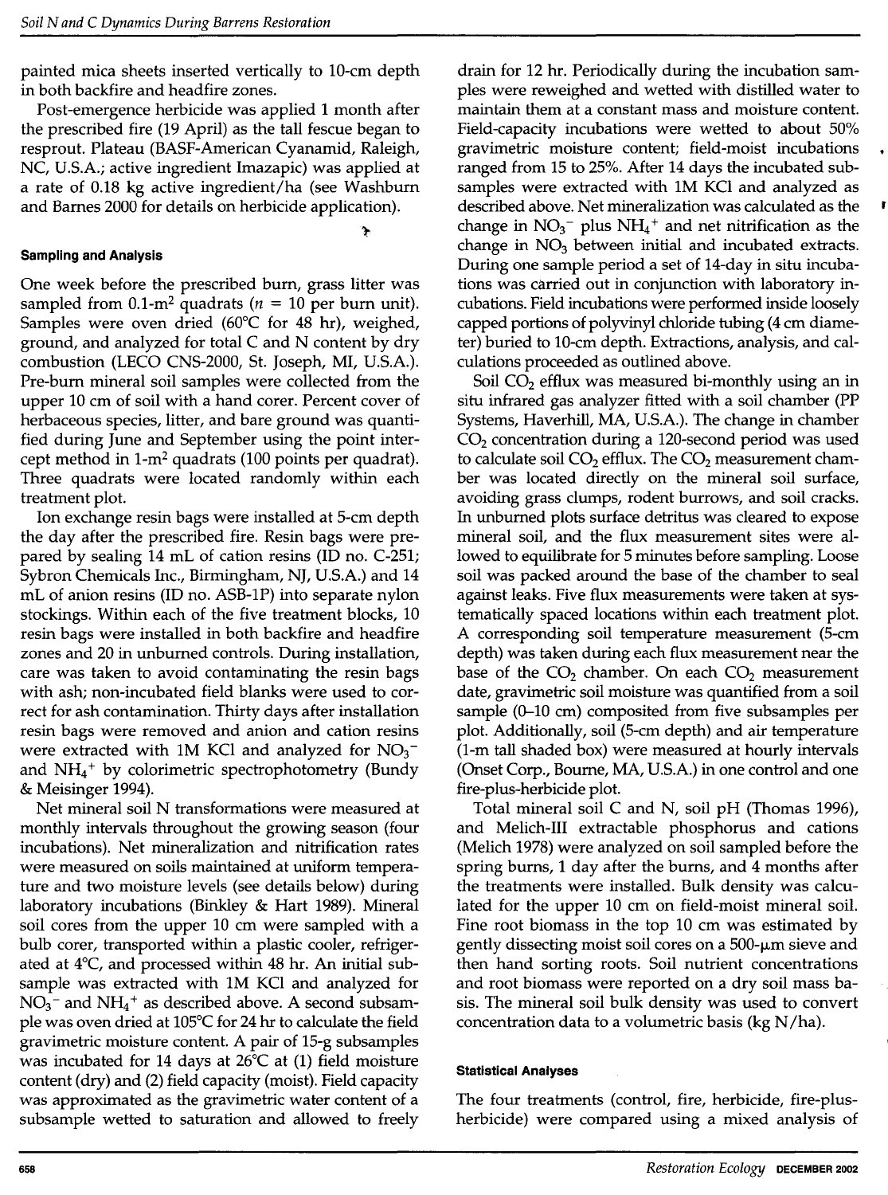painted mica sheets inserted vertically to 10-cm depth in both backfire and headfire zones.

Post-emergence herbicide was applied 1 month after the prescribed fire (19 April) as the tall fescue began to resprout. Plateau (BASF-American Cyanamid, Raleigh, NC, U.S.A.; active ingredient Imazapic) was applied at a rate of 0.18 kg active ingredient/ha (see Washburn and Barnes 2000 for details on herbicide application).

#### Sampling and Analysis

One week before the prescribed burn, grass litter was sampled from 0.1-$m^2$ quadrats ($n$ = 10 per burn unit). Samples were oven dried (60°C for 48 hr), weighed, ground, and analyzed for total C and N content by dry combustion (LECO CNS-2000, St. Joseph, MI, U.S.A.). Pre-burn mineral soil samples were collected from the upper 10 cm of soil with a hand corer. Percent cover of herbaceous species, litter, and bare ground was quantified during June and September using the point intercept method in 1-$m^2$ quadrats (100 points per quadrat). Three quadrats were located randomly within each treatment plot.

Ion exchange resin bags were installed at 5-cm depth the day after the prescribed fire. Resin bags were prepared by sealing 14 mL of cation resins (ID no. C-251; Sybron Chemicals Inc., Birmingham, NJ, U.S.A.) and 14 mL of anion resins (ID no. ASB-1P) into separate nylon stockings. Within each of the five treatment blocks, 10 resin bags were installed in both backfire and headfire zones and 20 in unburned controls. During installation, care was taken to avoid contaminating the resin bags with ash; non-incubated field blanks were used to correct for ash contamination. Thirty days after installation resin bags were removed and anion and cation resins were extracted with 1M KCl and analyzed for $NO_3^-$ and $NH_4^+$ by colorimetric spectrophotometry (Bundy & Meisinger 1994).

Net mineral soil N transformations were measured at monthly intervals throughout the growing season (four incubations). Net mineralization and nitrification rates were measured on soils maintained at uniform temperature and two moisture levels (see details below) during laboratory incubations (Binkley & Hart 1989). Mineral soil cores from the upper 10 cm were sampled with a bulb corer, transported within a plastic cooler, refrigerated at 4°C, and processed within 48 hr. An initial subsample was extracted with 1M KCl and analyzed for $NO_3^-$ and $NH_4^+$ as described above. A second subsample was oven dried at 105°C for 24 hr to calculate the field gravimetric moisture content. A pair of 15-g subsamples was incubated for 14 days at 26°C at (1) field moisture content (dry) and (2) field capacity (moist). Field capacity was approximated as the gravimetric water content of a subsample wetted to saturation and allowed to freely drain for 12 hr. Periodically during the incubation samples were reweighed and wetted with distilled water to maintain them at a constant mass and moisture content. Field-capacity incubations were wetted to about 50% gravimetric moisture content; field-moist incubations ranged from 15 to 25%. After 14 days the incubated subsamples were extracted with 1M KCl and analyzed as described above. Net mineralization was calculated as the change in $NO_3^-$ plus $NH_4^+$ and net nitrification as the change in $NO_3$ between initial and incubated extracts. During one sample period a set of 14-day in situ incubations was carried out in conjunction with laboratory incubations. Field incubations were performed inside loosely capped portions of polyvinyl chloride tubing (4 cm diameter) buried to 10-cm depth. Extractions, analysis, and calculations proceeded as outlined above.

Soil $CO_2$ efflux was measured bi-monthly using an in situ infrared gas analyzer fitted with a soil chamber (PP Systems, Haverhill, MA, U.S.A.). The change in chamber $CO_2$ concentration during a 120-second period was used to calculate soil $CO_2$ efflux. The $CO_2$ measurement chamber was located directly on the mineral soil surface, avoiding grass clumps, rodent burrows, and soil cracks. In unburned plots surface detritus was cleared to expose mineral soil, and the flux measurement sites were allowed to equilibrate for 5 minutes before sampling. Loose soil was packed around the base of the chamber to seal against leaks. Five flux measurements were taken at systematically spaced locations within each treatment plot. A corresponding soil temperature measurement (5-cm depth) was taken during each flux measurement near the base of the $CO_2$ chamber. On each $CO_2$ measurement date, gravimetric soil moisture was quantified from a soil sample (0–10 cm) composited from five subsamples per plot. Additionally, soil (5-cm depth) and air temperature (1-m tall shaded box) were measured at hourly intervals (Onset Corp., Bourne, MA, U.S.A.) in one control and one fire-plus-herbicide plot.

Total mineral soil C and N, soil pH (Thomas 1996), and Melich-III extractable phosphorus and cations (Melich 1978) were analyzed on soil sampled before the spring burns, 1 day after the burns, and 4 months after the treatments were installed. Bulk density was calculated for the upper 10 cm on field-moist mineral soil. Fine root biomass in the top 10 cm was estimated by gently dissecting moist soil cores on a 500-μm sieve and then hand sorting roots. Soil nutrient concentrations and root biomass were reported on a dry soil mass basis. The mineral soil bulk density was used to convert concentration data to a volumetric basis (kg N/ha).

#### Statistical Analyses

The four treatments (control, fire, herbicide, fire-plus-herbicide) were compared using a mixed analysis of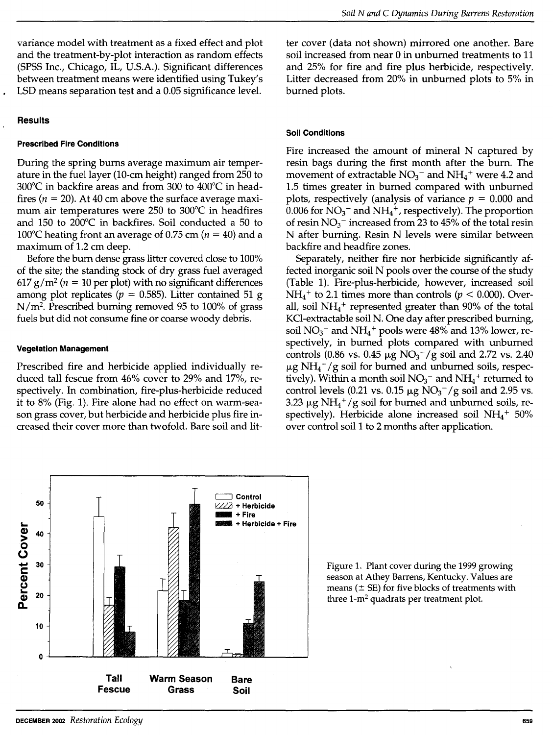variance model with treatment as a fixed effect and plot and the treatment-by-plot interaction as random effects (SPSS Inc., Chicago, IL, U.S.A.). Significant differences between treatment means were identified using Tukey's LSD means separation test and a 0.05 significance level.

## Results

### Prescribed Fire Conditions

During the spring burns average maximum air temperature in the fuel layer (10-cm height) ranged from 250 to 300°C in backfire areas and from 300 to 400°C in headfires ($n = 20$). At 40 cm above the surface average maximum air temperatures were 250 to 300°C in headfires and 150 to 200°C in backfires. Soil conducted a 50 to 100°C heating front an average of 0.75 cm ($n = 40$) and a maximum of 1.2 cm deep.

Before the burn dense grass litter covered close to 100% of the site; the standing stock of dry grass fuel averaged 617 g/m$^2$ ($n = 10$ per plot) with no significant differences among plot replicates ($p = 0.585$). Litter contained 51 g N/m$^2$. Prescribed burning removed 95 to 100% of grass fuels but did not consume fine or coarse woody debris.

### Vegetation Management

Prescribed fire and herbicide applied individually reduced tall fescue from 46% cover to 29% and 17%, respectively. In combination, fire-plus-herbicide reduced it to 8% (Fig. 1). Fire alone had no effect on warm-season grass cover, but herbicide and herbicide plus fire increased their cover more than twofold. Bare soil and litter cover (data not shown) mirrored one another. Bare soil increased from near 0 in unburned treatments to 11 and 25% for fire and fire plus herbicide, respectively. Litter decreased from 20% in unburned plots to 5% in burned plots.

### Soil Conditions

Fire increased the amount of mineral N captured by resin bags during the first month after the burn. The movement of extractable $NO_3^-$ and $NH_4^+$ were 4.2 and 1.5 times greater in burned compared with unburned plots, respectively (analysis of variance $p = 0.000$ and 0.006 for $NO_3^-$ and $NH_4^+$, respectively). The proportion of resin $NO_3^-$ increased from 23 to 45% of the total resin N after burning. Resin N levels were similar between backfire and headfire zones.

Separately, neither fire nor herbicide significantly affected inorganic soil N pools over the course of the study (Table 1). Fire-plus-herbicide, however, increased soil $NH_4^+$ to 2.1 times more than controls ($p < 0.000$). Overall, soil $NH_4^+$ represented greater than 90% of the total KCl-extractable soil N. One day after prescribed burning, soil $NO_3^-$ and $NH_4^+$ pools were 48% and 13% lower, respectively, in burned plots compared with unburned controls (0.86 vs. 0.45 μg $NO_3^-$/g soil and 2.72 vs. 2.40 μg $NH_4^+$/g soil for burned and unburned soils, respectively). Within a month soil $NO_3^-$ and $NH_4^+$ returned to control levels (0.21 vs. 0.15 μg $NO_3^-$/g soil and 2.95 vs. 3.23 μg $NH_4^+$/g soil for burned and unburned soils, respectively). Herbicide alone increased soil $NH_4^+$ 50% over control soil 1 to 2 months after application.

Figure 1. Plant cover during the 1999 growing season at Athey Barrens, Kentucky. Values are means (± SE) for five blocks of treatments with three 1-m$^2$ quadrats per treatment plot.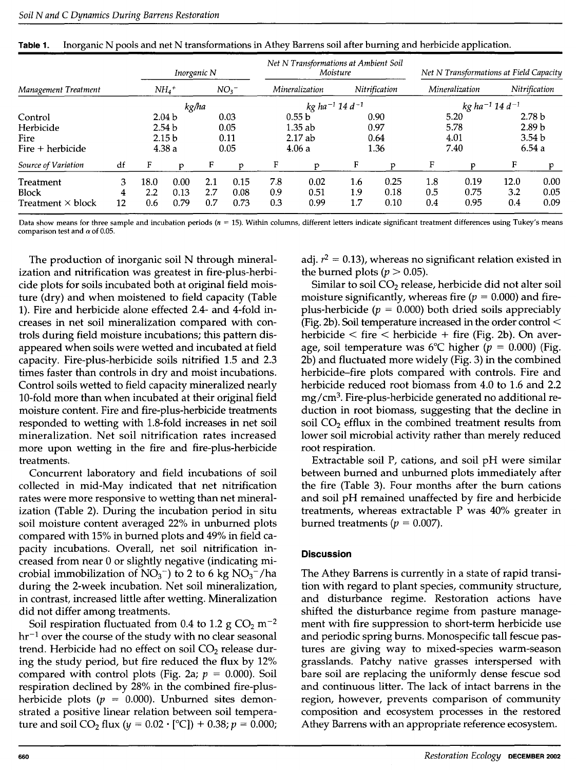**Table 1.** Inorganic N pools and net N transformations in Athey Barrens soil after burning and herbicide application.

| Management Treatment | | Inorganic N | | | | Net N Transformations at Ambient Soil Moisture | | | | Net N Transformations at Field Capacity | | | |
|---|---|---|---|---|---|---|---|---|---|---|---|---|---|
| | | $NH_4^+$ | | $NO_3^-$ | | Mineralization | | Nitrification | | Mineralization | | Nitrification | |
| | | kg/ha | | | | kg ha$^{-1}$ 14 d$^{-1}$ | | | | kg ha$^{-1}$ 14 d$^{-1}$ | | | |
| Control | | 2.04 b | | 0.03 | | 0.55 b | | 0.90 | | 5.20 | | 2.78 b | |
| Herbicide | | 2.54 b | | 0.05 | | 1.35 ab | | 0.97 | | 5.78 | | 2.89 b | |
| Fire | | 2.15 b | | 0.11 | | 2.17 ab | | 0.64 | | 4.01 | | 3.54 b | |
| Fire + herbicide | | 4.38 a | | 0.05 | | 4.06 a | | 1.36 | | 7.40 | | 6.54 a | |
| *Source of Variation* | df | F | p | F | p | F | p | F | p | F | p | F | p |
| Treatment | 3 | 18.0 | 0.00 | 2.1 | 0.15 | 7.8 | 0.02 | 1.6 | 0.25 | 1.8 | 0.19 | 12.0 | 0.00 |
| Block | 4 | 2.2 | 0.13 | 2.7 | 0.08 | 0.9 | 0.51 | 1.9 | 0.18 | 0.5 | 0.75 | 3.2 | 0.05 |
| Treatment × block | 12 | 0.6 | 0.79 | 0.7 | 0.73 | 0.3 | 0.99 | 1.7 | 0.10 | 0.4 | 0.95 | 0.4 | 0.09 |

Data show means for three sample and incubation periods ($n$ = 15). Within columns, different letters indicate significant treatment differences using Tukey's means comparison test and $\alpha$ of 0.05.

The production of inorganic soil N through mineralization and nitrification was greatest in fire-plus-herbicide plots for soils incubated both at original field moisture (dry) and when moistened to field capacity (Table 1). Fire and herbicide alone effected 2.4- and 4-fold increases in net soil mineralization compared with controls during field moisture incubations; this pattern disappeared when soils were wetted and incubated at field capacity. Fire-plus-herbicide soils nitrified 1.5 and 2.3 times faster than controls in dry and moist incubations. Control soils wetted to field capacity mineralized nearly 10-fold more than when incubated at their original field moisture content. Fire and fire-plus-herbicide treatments responded to wetting with 1.8-fold increases in net soil mineralization. Net soil nitrification rates increased more upon wetting in the fire and fire-plus-herbicide treatments.

Concurrent laboratory and field incubations of soil collected in mid-May indicated that net nitrification rates were more responsive to wetting than net mineralization (Table 2). During the incubation period in situ soil moisture content averaged 22% in unburned plots compared with 15% in burned plots and 49% in field capacity incubations. Overall, net soil nitrification increased from near 0 or slightly negative (indicating microbial immobilization of $NO_3^-$) to 2 to 6 kg $NO_3^-$/ha during the 2-week incubation. Net soil mineralization, in contrast, increased little after wetting. Mineralization did not differ among treatments.

Soil respiration fluctuated from 0.4 to 1.2 g $CO_2$ m$^{-2}$ hr$^{-1}$ over the course of the study with no clear seasonal trend. Herbicide had no effect on soil $CO_2$ release during the study period, but fire reduced the flux by 12% compared with control plots (Fig. 2a; $p$ = 0.000). Soil respiration declined by 28% in the combined fire-plus-herbicide plots ($p$ = 0.000). Unburned sites demonstrated a positive linear relation between soil temperature and soil $CO_2$ flux ($y = 0.02 \cdot [°C]) + 0.38$; $p$ = 0.000; adj. $r^2$ = 0.13), whereas no significant relation existed in the burned plots ($p > 0.05$).

Similar to soil $CO_2$ release, herbicide did not alter soil moisture significantly, whereas fire ($p$ = 0.000) and fire-plus-herbicide ($p$ = 0.000) both dried soils appreciably (Fig. 2b). Soil temperature increased in the order control < herbicide < fire < herbicide + fire (Fig. 2b). On average, soil temperature was 6°C higher ($p$ = 0.000) (Fig. 2b) and fluctuated more widely (Fig. 3) in the combined herbicide–fire plots compared with controls. Fire and herbicide reduced root biomass from 4.0 to 1.6 and 2.2 mg/cm$^3$. Fire-plus-herbicide generated no additional reduction in root biomass, suggesting that the decline in soil $CO_2$ efflux in the combined treatment results from lower soil microbial activity rather than merely reduced root respiration.

Extractable soil P, cations, and soil pH were similar between burned and unburned plots immediately after the fire (Table 3). Four months after the burn cations and soil pH remained unaffected by fire and herbicide treatments, whereas extractable P was 40% greater in burned treatments ($p$ = 0.007).

## Discussion

The Athey Barrens is currently in a state of rapid transition with regard to plant species, community structure, and disturbance regime. Restoration actions have shifted the disturbance regime from pasture management with fire suppression to short-term herbicide use and periodic spring burns. Monospecific tall fescue pastures are giving way to mixed-species warm-season grasslands. Patchy native grasses interspersed with bare soil are replacing the uniformly dense fescue sod and continuous litter. The lack of intact barrens in the region, however, prevents comparison of community composition and ecosystem processes in the restored Athey Barrens with an appropriate reference ecosystem.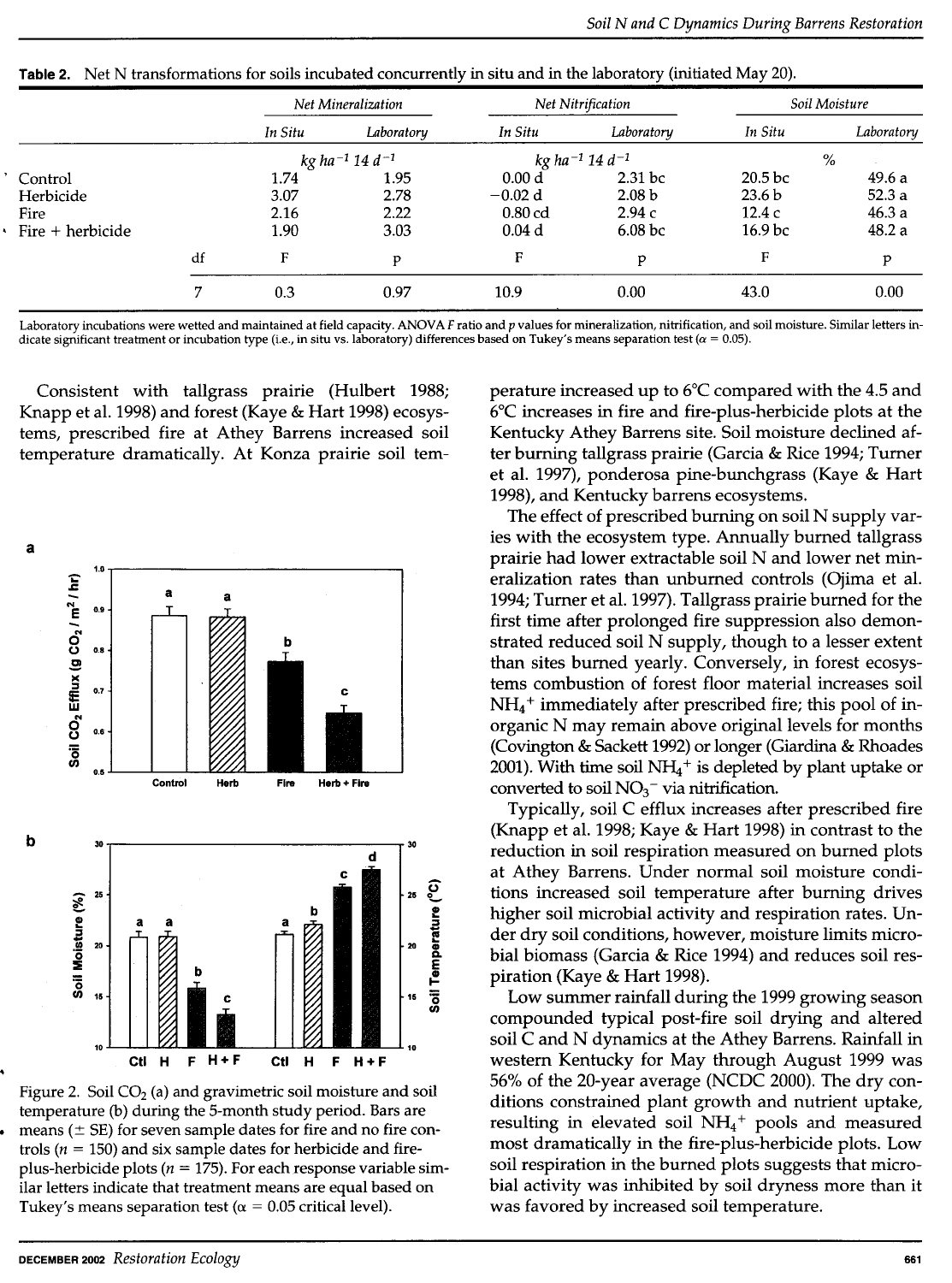**Table 2.** Net N transformations for soils incubated concurrently in situ and in the laboratory (initiated May 20).

| | | Net Mineralization | | Net Nitrification | | Soil Moisture | |
|---|---|---|---|---|---|---|---|
| | | In Situ | Laboratory | In Situ | Laboratory | In Situ | Laboratory |
| | | $kg\ ha^{-1}\ 14\ d^{-1}$ | | $kg\ ha^{-1}\ 14\ d^{-1}$ | | % | |
| Control | | 1.74 | 1.95 | 0.00 d | 2.31 bc | 20.5 bc | 49.6 a |
| Herbicide | | 3.07 | 2.78 | −0.02 d | 2.08 b | 23.6 b | 52.3 a |
| Fire | | 2.16 | 2.22 | 0.80 cd | 2.94 c | 12.4 c | 46.3 a |
| Fire + herbicide | | 1.90 | 3.03 | 0.04 d | 6.08 bc | 16.9 bc | 48.2 a |
| | df | F | p | F | p | F | p |
| | 7 | 0.3 | 0.97 | 10.9 | 0.00 | 43.0 | 0.00 |

Laboratory incubations were wetted and maintained at field capacity. ANOVA F ratio and p values for mineralization, nitrification, and soil moisture. Similar letters indicate significant treatment or incubation type (i.e., in situ vs. laboratory) differences based on Tukey's means separation test ($\alpha = 0.05$).

Consistent with tallgrass prairie (Hulbert 1988; Knapp et al. 1998) and forest (Kaye & Hart 1998) ecosystems, prescribed fire at Athey Barrens increased soil temperature dramatically. At Konza prairie soil temperature increased up to 6°C compared with the 4.5 and 6°C increases in fire and fire-plus-herbicide plots at the Kentucky Athey Barrens site. Soil moisture declined after burning tallgrass prairie (Garcia & Rice 1994; Turner et al. 1997), ponderosa pine-bunchgrass (Kaye & Hart 1998), and Kentucky barrens ecosystems.

Figure 2. Soil $CO_2$ (a) and gravimetric soil moisture and soil temperature (b) during the 5-month study period. Bars are means (± SE) for seven sample dates for fire and no fire controls ($n = 150$) and six sample dates for herbicide and fire-plus-herbicide plots ($n = 175$). For each response variable similar letters indicate that treatment means are equal based on Tukey's means separation test ($\alpha = 0.05$ critical level).

The effect of prescribed burning on soil N supply varies with the ecosystem type. Annually burned tallgrass prairie had lower extractable soil N and lower net mineralization rates than unburned controls (Ojima et al. 1994; Turner et al. 1997). Tallgrass prairie burned for the first time after prolonged fire suppression also demonstrated reduced soil N supply, though to a lesser extent than sites burned yearly. Conversely, in forest ecosystems combustion of forest floor material increases soil $NH_4^+$ immediately after prescribed fire; this pool of inorganic N may remain above original levels for months (Covington & Sackett 1992) or longer (Giardina & Rhoades 2001). With time soil $NH_4^+$ is depleted by plant uptake or converted to soil $NO_3^-$ via nitrification.

Typically, soil C efflux increases after prescribed fire (Knapp et al. 1998; Kaye & Hart 1998) in contrast to the reduction in soil respiration measured on burned plots at Athey Barrens. Under normal soil moisture conditions increased soil temperature after burning drives higher soil microbial activity and respiration rates. Under dry soil conditions, however, moisture limits microbial biomass (Garcia & Rice 1994) and reduces soil respiration (Kaye & Hart 1998).

Low summer rainfall during the 1999 growing season compounded typical post-fire soil drying and altered soil C and N dynamics at the Athey Barrens. Rainfall in western Kentucky for May through August 1999 was 56% of the 20-year average (NCDC 2000). The dry conditions constrained plant growth and nutrient uptake, resulting in elevated soil $NH_4^+$ pools and measured most dramatically in the fire-plus-herbicide plots. Low soil respiration in the burned plots suggests that microbial activity was inhibited by soil dryness more than it was favored by increased soil temperature.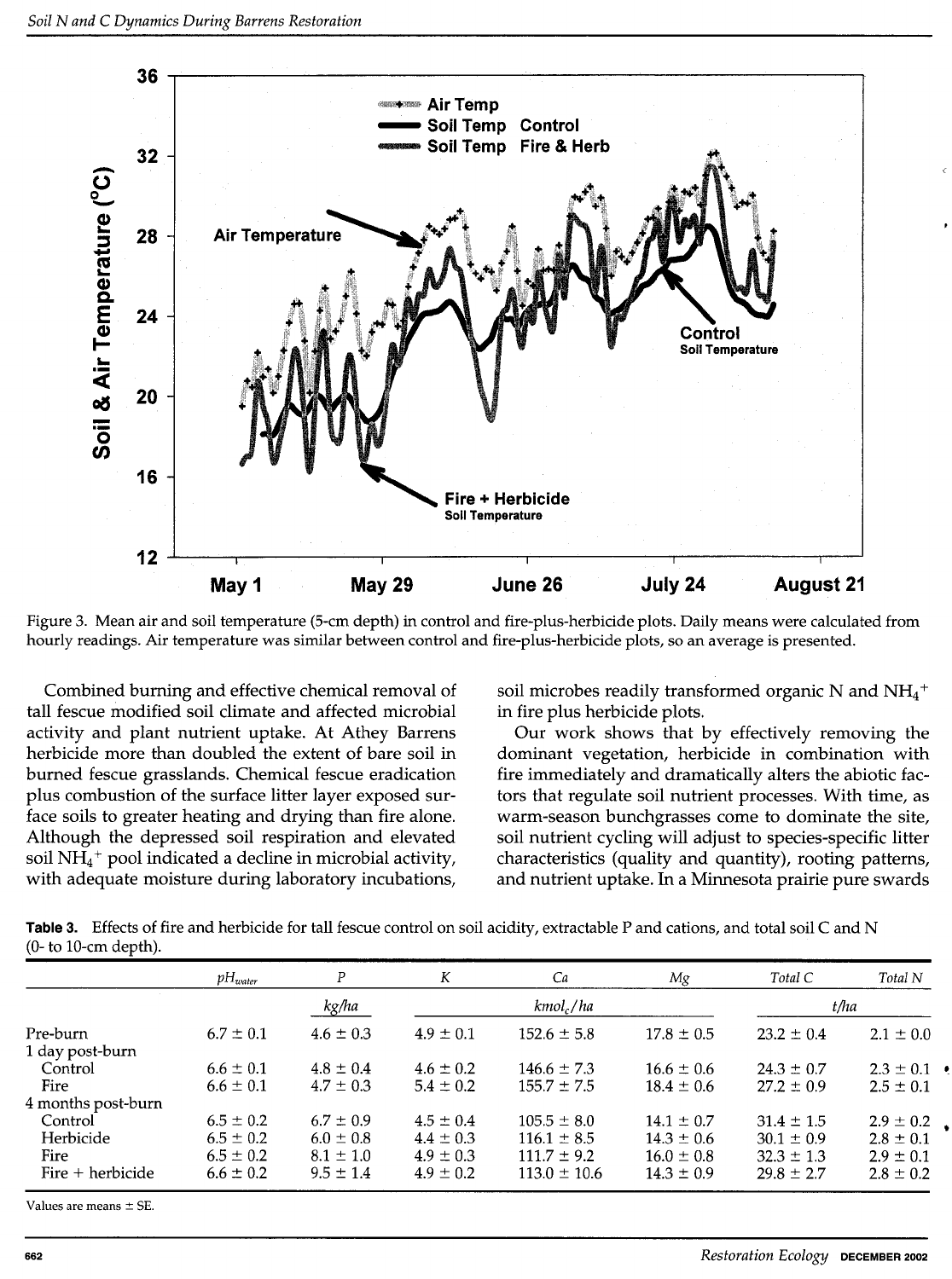Figure 3. Mean air and soil temperature (5-cm depth) in control and fire-plus-herbicide plots. Daily means were calculated from hourly readings. Air temperature was similar between control and fire-plus-herbicide plots, so an average is presented.

Combined burning and effective chemical removal of tall fescue modified soil climate and affected microbial activity and plant nutrient uptake. At Athey Barrens herbicide more than doubled the extent of bare soil in burned fescue grasslands. Chemical fescue eradication plus combustion of the surface litter layer exposed surface soils to greater heating and drying than fire alone. Although the depressed soil respiration and elevated soil $NH_4^+$ pool indicated a decline in microbial activity, with adequate moisture during laboratory incubations, soil microbes readily transformed organic N and $NH_4^+$ in fire plus herbicide plots.

Our work shows that by effectively removing the dominant vegetation, herbicide in combination with fire immediately and dramatically alters the abiotic factors that regulate soil nutrient processes. With time, as warm-season bunchgrasses come to dominate the site, soil nutrient cycling will adjust to species-specific litter characteristics (quality and quantity), rooting patterns, and nutrient uptake. In a Minnesota prairie pure swards

**Table 3.** Effects of fire and herbicide for tall fescue control on soil acidity, extractable P and cations, and total soil C and N (0- to 10-cm depth).

| | $pH_{water}$ | P | K | Ca | Mg | Total C | Total N |
|---|---|---|---|---|---|---|---|
| | | kg/ha | kmol$_c$/ha | | | t/ha | |
| Pre-burn | 6.7 ± 0.1 | 4.6 ± 0.3 | 4.9 ± 0.1 | 152.6 ± 5.8 | 17.8 ± 0.5 | 23.2 ± 0.4 | 2.1 ± 0.0 |
| 1 day post-burn | | | | | | | |
| Control | 6.6 ± 0.1 | 4.8 ± 0.4 | 4.6 ± 0.2 | 146.6 ± 7.3 | 16.6 ± 0.6 | 24.3 ± 0.7 | 2.3 ± 0.1 |
| Fire | 6.6 ± 0.1 | 4.7 ± 0.3 | 5.4 ± 0.2 | 155.7 ± 7.5 | 18.4 ± 0.6 | 27.2 ± 0.9 | 2.5 ± 0.1 |
| 4 months post-burn | | | | | | | |
| Control | 6.5 ± 0.2 | 6.7 ± 0.9 | 4.5 ± 0.4 | 105.5 ± 8.0 | 14.1 ± 0.7 | 31.4 ± 1.5 | 2.9 ± 0.2 |
| Herbicide | 6.5 ± 0.2 | 6.0 ± 0.8 | 4.4 ± 0.3 | 116.1 ± 8.5 | 14.3 ± 0.6 | 30.1 ± 0.9 | 2.8 ± 0.1 |
| Fire | 6.5 ± 0.2 | 8.1 ± 1.0 | 4.9 ± 0.3 | 111.7 ± 9.2 | 16.0 ± 0.8 | 32.3 ± 1.3 | 2.9 ± 0.1 |
| Fire + herbicide | 6.6 ± 0.2 | 9.5 ± 1.4 | 4.9 ± 0.2 | 113.0 ± 10.6 | 14.3 ± 0.9 | 29.8 ± 2.7 | 2.8 ± 0.2 |

Values are means ± SE.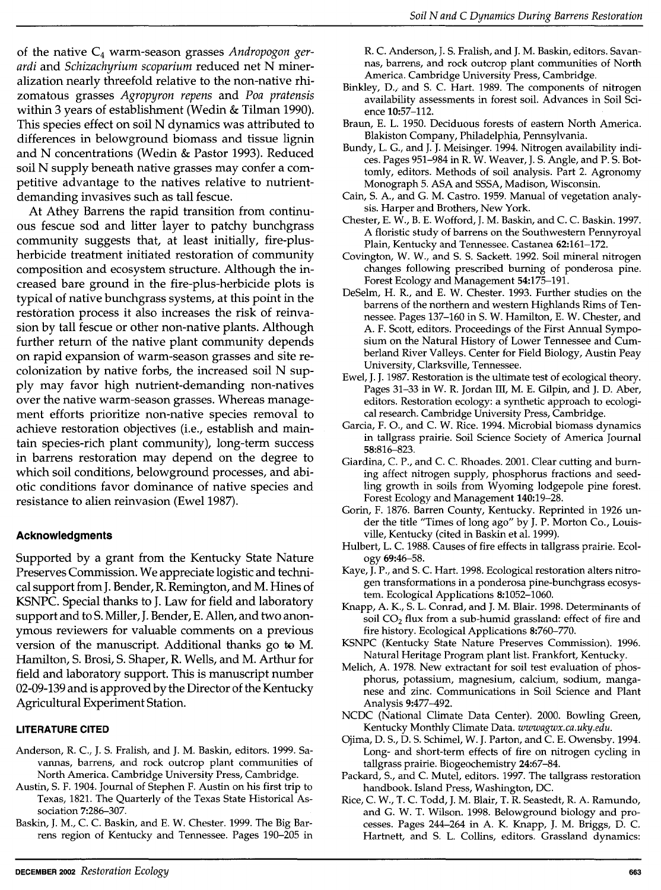of the native $C_4$ warm-season grasses *Andropogon gerardi* and *Schizachyrium scoparium* reduced net N mineralization nearly threefold relative to the non-native rhizomatous grasses *Agropyron repens* and *Poa pratensis* within 3 years of establishment (Wedin & Tilman 1990). This species effect on soil N dynamics was attributed to differences in belowground biomass and tissue lignin and N concentrations (Wedin & Pastor 1993). Reduced soil N supply beneath native grasses may confer a competitive advantage to the natives relative to nutrient-demanding invasives such as tall fescue.

At Athey Barrens the rapid transition from continuous fescue sod and litter layer to patchy bunchgrass community suggests that, at least initially, fire-plus-herbicide treatment initiated restoration of community composition and ecosystem structure. Although the increased bare ground in the fire-plus-herbicide plots is typical of native bunchgrass systems, at this point in the restoration process it also increases the risk of reinvasion by tall fescue or other non-native plants. Although further return of the native plant community depends on rapid expansion of warm-season grasses and site recolonization by native forbs, the increased soil N supply may favor high nutrient-demanding non-natives over the native warm-season grasses. Whereas management efforts prioritize non-native species removal to achieve restoration objectives (i.e., establish and maintain species-rich plant community), long-term success in barrens restoration may depend on the degree to which soil conditions, belowground processes, and abiotic conditions favor dominance of native species and resistance to alien reinvasion (Ewel 1987).

## Acknowledgments

Supported by a grant from the Kentucky State Nature Preserves Commission. We appreciate logistic and technical support from J. Bender, R. Remington, and M. Hines of KSNPC. Special thanks to J. Law for field and laboratory support and to S. Miller, J. Bender, E. Allen, and two anonymous reviewers for valuable comments on a previous version of the manuscript. Additional thanks go to M. Hamilton, S. Brosi, S. Shaper, R. Wells, and M. Arthur for field and laboratory support. This is manuscript number 02-09-139 and is approved by the Director of the Kentucky Agricultural Experiment Station.

### LITERATURE CITED

Anderson, R. C., J. S. Fralish, and J. M. Baskin, editors. 1999. Savannas, barrens, and rock outcrop plant communities of North America. Cambridge University Press, Cambridge.

Austin, S. F. 1904. Journal of Stephen F. Austin on his first trip to Texas, 1821. The Quarterly of the Texas State Historical Association 7:286–307.

Baskin, J. M., C. C. Baskin, and E. W. Chester. 1999. The Big Barrens region of Kentucky and Tennessee. Pages 190–205 in R. C. Anderson, J. S. Fralish, and J. M. Baskin, editors. Savannas, barrens, and rock outcrop plant communities of North America. Cambridge University Press, Cambridge.

Binkley, D., and S. C. Hart. 1989. The components of nitrogen availability assessments in forest soil. Advances in Soil Science 10:57–112.

Braun, E. L. 1950. Deciduous forests of eastern North America. Blakiston Company, Philadelphia, Pennsylvania.

Bundy, L. G., and J. J. Meisinger. 1994. Nitrogen availability indices. Pages 951–984 in R. W. Weaver, J. S. Angle, and P. S. Bottomly, editors. Methods of soil analysis. Part 2. Agronomy Monograph 5. ASA and SSSA, Madison, Wisconsin.

Cain, S. A., and G. M. Castro. 1959. Manual of vegetation analysis. Harper and Brothers, New York.

Chester, E. W., B. E. Wofford, J. M. Baskin, and C. C. Baskin. 1997. A floristic study of barrens on the Southwestern Pennyroyal Plain, Kentucky and Tennessee. Castanea 62:161–172.

Covington, W. W., and S. S. Sackett. 1992. Soil mineral nitrogen changes following prescribed burning of ponderosa pine. Forest Ecology and Management 54:175–191.

DeSelm, H. R., and E. W. Chester. 1993. Further studies on the barrens of the northern and western Highlands Rims of Tennessee. Pages 137–160 in S. W. Hamilton, E. W. Chester, and A. F. Scott, editors. Proceedings of the First Annual Symposium on the Natural History of Lower Tennessee and Cumberland River Valleys. Center for Field Biology, Austin Peay University, Clarksville, Tennessee.

Ewel, J. J. 1987. Restoration is the ultimate test of ecological theory. Pages 31–33 in W. R. Jordan III, M. E. Gilpin, and J. D. Aber, editors. Restoration ecology: a synthetic approach to ecological research. Cambridge University Press, Cambridge.

Garcia, F. O., and C. W. Rice. 1994. Microbial biomass dynamics in tallgrass prairie. Soil Science Society of America Journal 58:816–823.

Giardina, C. P., and C. C. Rhoades. 2001. Clear cutting and burning affect nitrogen supply, phosphorus fractions and seedling growth in soils from Wyoming lodgepole pine forest. Forest Ecology and Management 140:19–28.

Gorin, F. 1876. Barren County, Kentucky. Reprinted in 1926 under the title "Times of long ago" by J. P. Morton Co., Louisville, Kentucky (cited in Baskin et al. 1999).

Hulbert, L. C. 1988. Causes of fire effects in tallgrass prairie. Ecology 69:46–58.

Kaye, J. P., and S. C. Hart. 1998. Ecological restoration alters nitrogen transformations in a ponderosa pine-bunchgrass ecosystem. Ecological Applications 8:1052–1060.

Knapp, A. K., S. L. Conrad, and J. M. Blair. 1998. Determinants of soil $CO_2$ flux from a sub-humid grassland: effect of fire and fire history. Ecological Applications 8:760–770.

KSNPC (Kentucky State Nature Preserves Commission). 1996. Natural Heritage Program plant list. Frankfort, Kentucky.

Melich, A. 1978. New extractant for soil test evaluation of phosphorus, potassium, magnesium, calcium, sodium, manganese and zinc. Communications in Soil Science and Plant Analysis 9:477–492.

NCDC (National Climate Data Center). 2000. Bowling Green, Kentucky Monthly Climate Data. *wwwagwx.ca.uky.edu*.

Ojima, D. S., D. S. Schimel, W. J. Parton, and C. E. Owensby. 1994. Long- and short-term effects of fire on nitrogen cycling in tallgrass prairie. Biogeochemistry 24:67–84.

Packard, S., and C. Mutel, editors. 1997. The tallgrass restoration handbook. Island Press, Washington, DC.

Rice, C. W., T. C. Todd, J. M. Blair, T. R. Seastedt, R. A. Ramundo, and G. W. T. Wilson. 1998. Belowground biology and processes. Pages 244–264 in A. K. Knapp, J. M. Briggs, D. C. Hartnett, and S. L. Collins, editors. Grassland dynamics: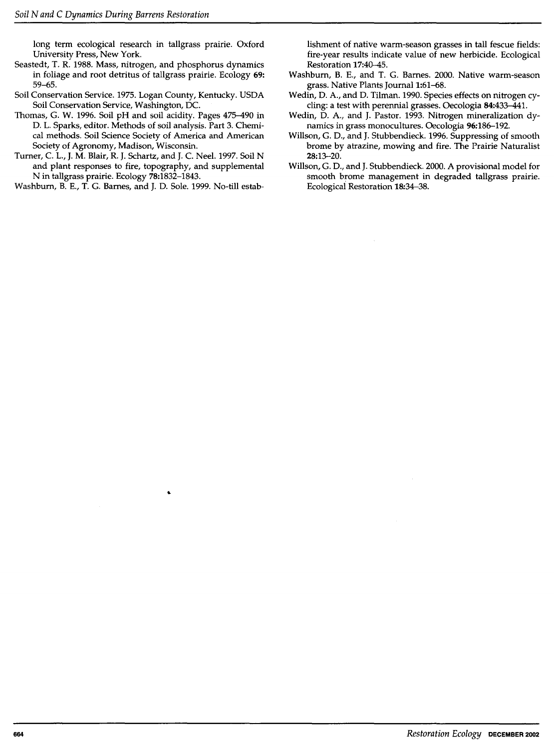long term ecological research in tallgrass prairie. Oxford University Press, New York.

Seastedt, T. R. 1988. Mass, nitrogen, and phosphorus dynamics in foliage and root detritus of tallgrass prairie. Ecology **69:** 59–65.

Soil Conservation Service. 1975. Logan County, Kentucky. USDA Soil Conservation Service, Washington, DC.

Thomas, G. W. 1996. Soil pH and soil acidity. Pages 475–490 in D. L. Sparks, editor. Methods of soil analysis. Part 3. Chemical methods. Soil Science Society of America and American Society of Agronomy, Madison, Wisconsin.

Turner, C. L., J. M. Blair, R. J. Schartz, and J. C. Neel. 1997. Soil N and plant responses to fire, topography, and supplemental N in tallgrass prairie. Ecology **78:**1832–1843.

Washburn, B. E., T. G. Barnes, and J. D. Sole. 1999. No-till establishment of native warm-season grasses in tall fescue fields: fire-year results indicate value of new herbicide. Ecological Restoration **17:**40–45.

Washburn, B. E., and T. G. Barnes. 2000. Native warm-season grass. Native Plants Journal **1:**61–68.

Wedin, D. A., and D. Tilman. 1990. Species effects on nitrogen cycling: a test with perennial grasses. Oecologia **84:**433–441.

Wedin, D. A., and J. Pastor. 1993. Nitrogen mineralization dynamics in grass monocultures. Oecologia **96:**186–192.

Willson, G. D., and J. Stubbendieck. 1996. Suppressing of smooth brome by atrazine, mowing and fire. The Prairie Naturalist **28:**13–20.

Willson, G. D., and J. Stubbendieck. 2000. A provisional model for smooth brome management in degraded tallgrass prairie. Ecological Restoration **18:**34–38.